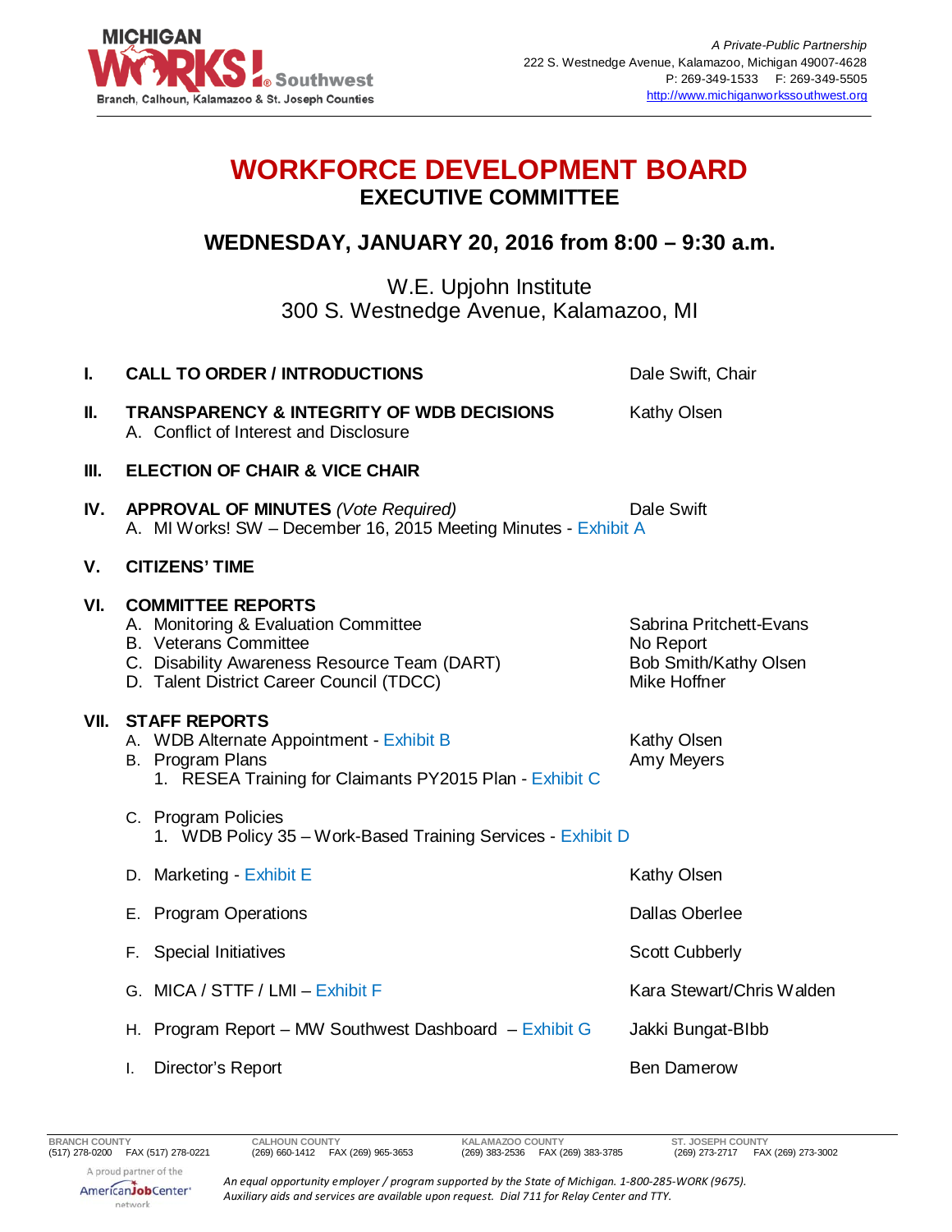A Private-Public Partnership
222 S. Westnedge Avenue, Kalamazoo, Michigan 49007-4628
P: 269-349-1533 F: 269-349-5505
http://www.michiganworkssouthwest.org

# WORKFORCE DEVELOPMENT BOARD

## EXECUTIVE COMMITTEE

### WEDNESDAY, JANUARY 20, 2016 from 8:00 – 9:30 a.m.

W.E. Upjohn Institute
300 S. Westnedge Avenue, Kalamazoo, MI

**I. CALL TO ORDER / INTRODUCTIONS** — Dale Swift, Chair

**II. TRANSPARENCY & INTEGRITY OF WDB DECISIONS** — Kathy Olsen
- A. Conflict of Interest and Disclosure

**III. ELECTION OF CHAIR & VICE CHAIR**

**IV. APPROVAL OF MINUTES** *(Vote Required)* — Dale Swift
- A. MI Works! SW – December 16, 2015 Meeting Minutes - Exhibit A

**V. CITIZENS' TIME**

**VI. COMMITTEE REPORTS**
- A. Monitoring & Evaluation Committee — Sabrina Pritchett-Evans
- B. Veterans Committee — No Report
- C. Disability Awareness Resource Team (DART) — Bob Smith/Kathy Olsen
- D. Talent District Career Council (TDCC) — Mike Hoffner

**VII. STAFF REPORTS**
- A. WDB Alternate Appointment - Exhibit B — Kathy Olsen
- B. Program Plans — Amy Meyers
  1. RESEA Training for Claimants PY2015 Plan - Exhibit C
- C. Program Policies
  1. WDB Policy 35 – Work-Based Training Services - Exhibit D
- D. Marketing - Exhibit E — Kathy Olsen
- E. Program Operations — Dallas Oberlee
- F. Special Initiatives — Scott Cubberly
- G. MICA / STTF / LMI – Exhibit F — Kara Stewart/Chris Walden
- H. Program Report – MW Southwest Dashboard – Exhibit G — Jakki Bungat-BIbb
- I. Director's Report — Ben Damerow

BRANCH COUNTY (517) 278-0200 FAX (517) 278-0221 | CALHOUN COUNTY (269) 660-1412 FAX (269) 965-3653 | KALAMAZOO COUNTY (269) 383-2536 FAX (269) 383-3785 | ST. JOSEPH COUNTY (269) 273-2717 FAX (269) 273-3002

A proud partner of the AmericanJobCenter network

*An equal opportunity employer / program supported by the State of Michigan. 1-800-285-WORK (9675). Auxiliary aids and services are available upon request. Dial 711 for Relay Center and TTY.*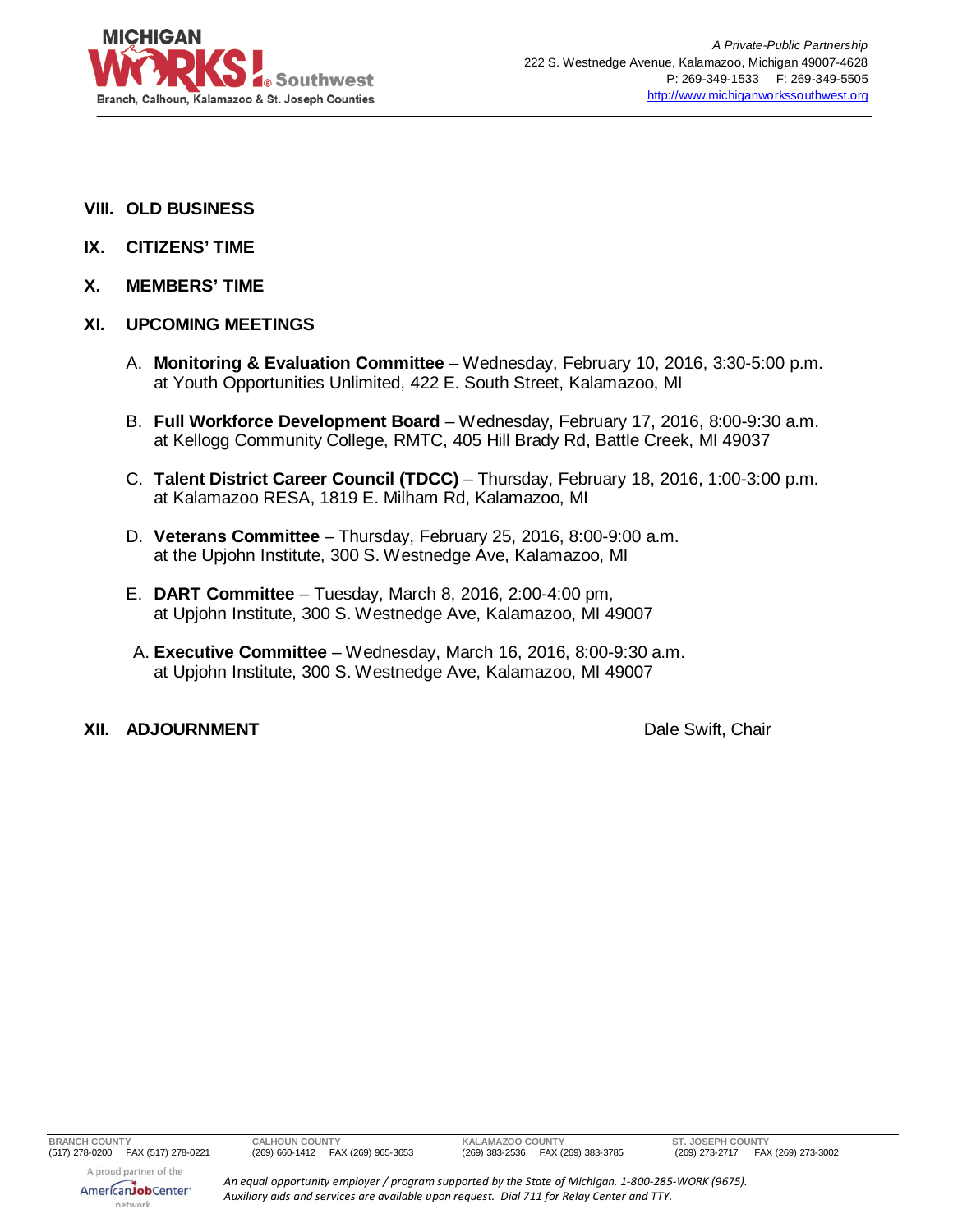## VIII. OLD BUSINESS

## IX. CITIZENS' TIME

## X. MEMBERS' TIME

## XI. UPCOMING MEETINGS

A. **Monitoring & Evaluation Committee** – Wednesday, February 10, 2016, 3:30-5:00 p.m. at Youth Opportunities Unlimited, 422 E. South Street, Kalamazoo, MI

B. **Full Workforce Development Board** – Wednesday, February 17, 2016, 8:00-9:30 a.m. at Kellogg Community College, RMTC, 405 Hill Brady Rd, Battle Creek, MI 49037

C. **Talent District Career Council (TDCC)** – Thursday, February 18, 2016, 1:00-3:00 p.m. at Kalamazoo RESA, 1819 E. Milham Rd, Kalamazoo, MI

D. **Veterans Committee** – Thursday, February 25, 2016, 8:00-9:00 a.m. at the Upjohn Institute, 300 S. Westnedge Ave, Kalamazoo, MI

E. **DART Committee** – Tuesday, March 8, 2016, 2:00-4:00 pm, at Upjohn Institute, 300 S. Westnedge Ave, Kalamazoo, MI 49007

A. **Executive Committee** – Wednesday, March 16, 2016, 8:00-9:30 a.m. at Upjohn Institute, 300 S. Westnedge Ave, Kalamazoo, MI 49007

## XII. ADJOURNMENT

Dale Swift, Chair